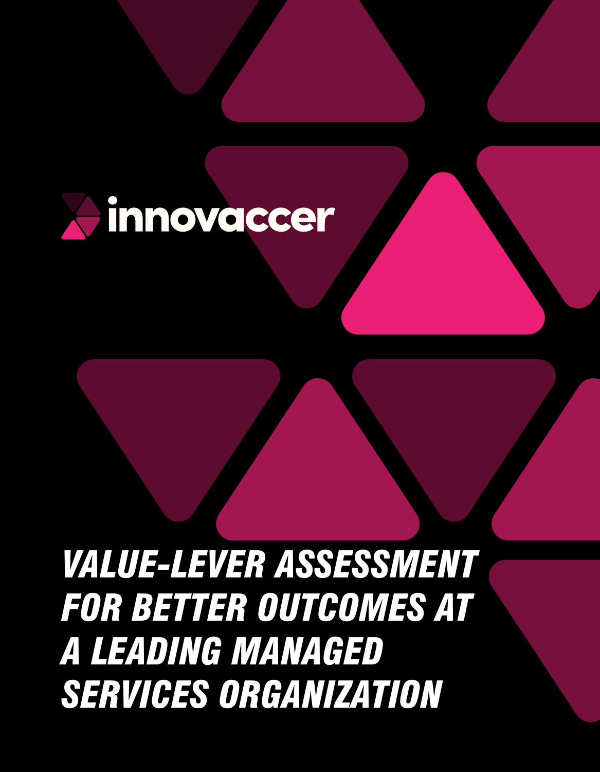innovaccer

# VALUE-LEVER ASSESSMENT FOR BETTER OUTCOMES AT A LEADING MANAGED SERVICES ORGANIZATION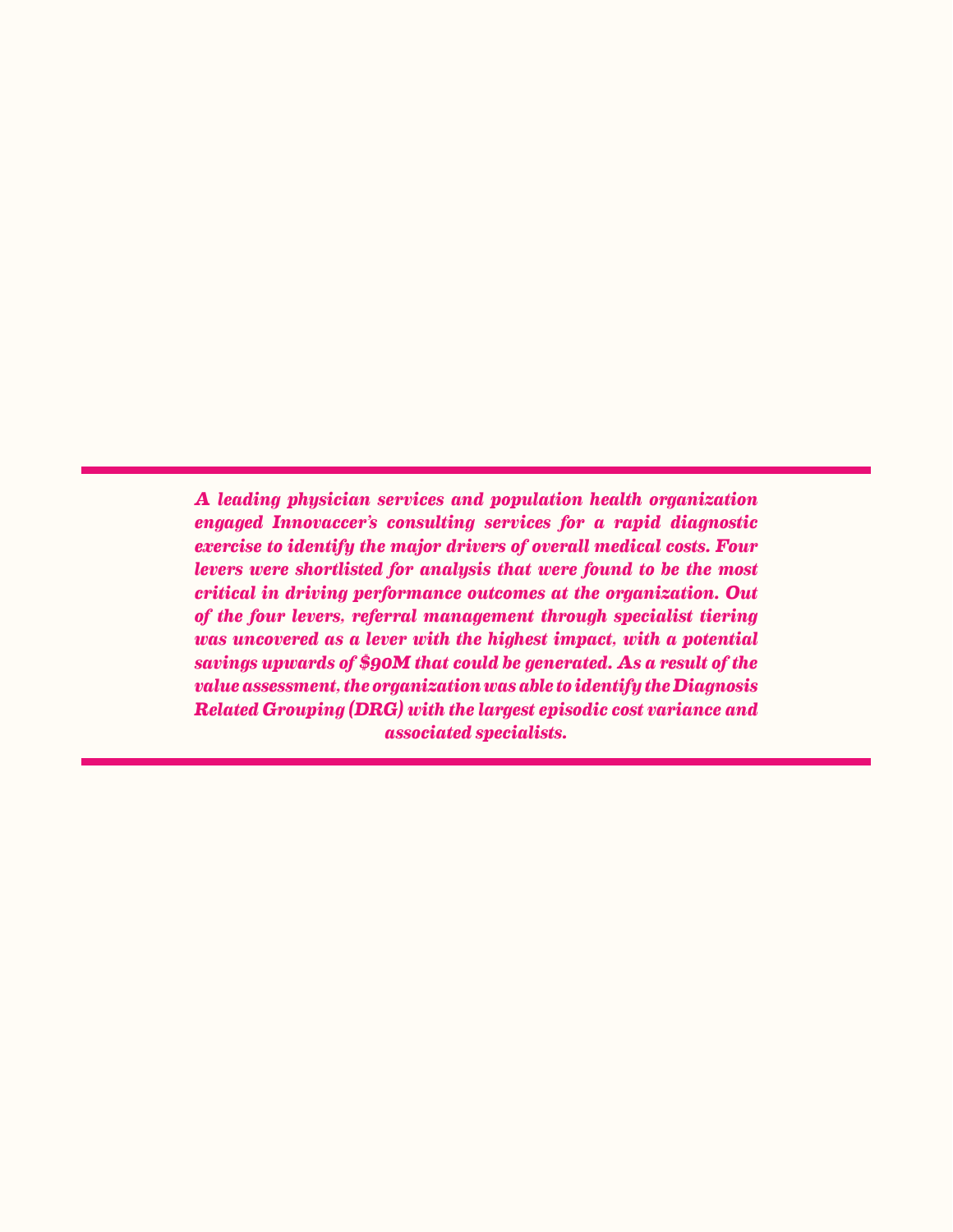***A leading physician services and population health organization engaged Innovaccer's consulting services for a rapid diagnostic exercise to identify the major drivers of overall medical costs. Four levers were shortlisted for analysis that were found to be the most critical in driving performance outcomes at the organization. Out of the four levers, referral management through specialist tiering was uncovered as a lever with the highest impact, with a potential savings upwards of $90M that could be generated. As a result of the value assessment, the organization was able to identify the Diagnosis Related Grouping (DRG) with the largest episodic cost variance and associated specialists.***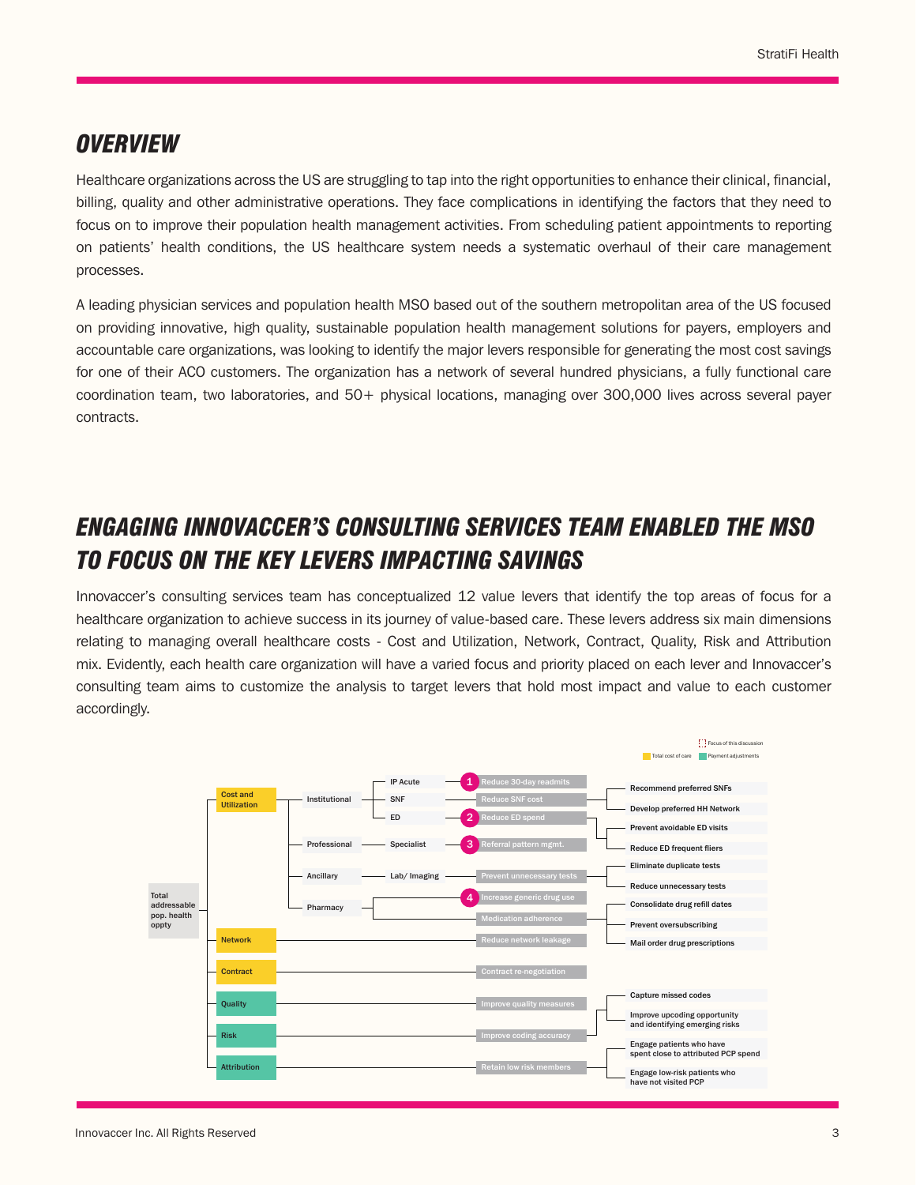## *OVERVIEW*

Healthcare organizations across the US are struggling to tap into the right opportunities to enhance their clinical, financial, billing, quality and other administrative operations. They face complications in identifying the factors that they need to focus on to improve their population health management activities. From scheduling patient appointments to reporting on patients' health conditions, the US healthcare system needs a systematic overhaul of their care management processes.

A leading physician services and population health MSO based out of the southern metropolitan area of the US focused on providing innovative, high quality, sustainable population health management solutions for payers, employers and accountable care organizations, was looking to identify the major levers responsible for generating the most cost savings for one of their ACO customers. The organization has a network of several hundred physicians, a fully functional care coordination team, two laboratories, and 50+ physical locations, managing over 300,000 lives across several payer contracts.

## *ENGAGING INNOVACCER'S CONSULTING SERVICES TEAM ENABLED THE MSO TO FOCUS ON THE KEY LEVERS IMPACTING SAVINGS*

Innovaccer's consulting services team has conceptualized 12 value levers that identify the top areas of focus for a healthcare organization to achieve success in its journey of value-based care. These levers address six main dimensions relating to managing overall healthcare costs - Cost and Utilization, Network, Contract, Quality, Risk and Attribution mix. Evidently, each health care organization will have a varied focus and priority placed on each lever and Innovaccer's consulting team aims to customize the analysis to target levers that hold most impact and value to each customer accordingly.

Legend: Focus of this discussion; Total cost of care; Payment adjustments

- **Total addressable pop. health oppty**
  - **Cost and Utilization**
    - Institutional
      - IP Acute → (1) Reduce 30-day readmits
      - SNF → Reduce SNF cost
        - Recommend preferred SNFs
        - Develop preferred HH Network
      - ED → (2) Reduce ED spend
        - Prevent avoidable ED visits
        - Reduce ED frequent fliers
    - Professional
      - Specialist → (3) Referral pattern mgmt.
    - Ancillary
      - Lab/ Imaging → Prevent unnecessary tests
        - Eliminate duplicate tests
        - Reduce unnecessary tests
    - Pharmacy
      - (4) Increase generic drug use
      - Medication adherence
        - Consolidate drug refill dates
        - Prevent oversubscribing
        - Mail order drug prescriptions
  - **Network** → Reduce network leakage
  - **Contract** → Contract re-negotiation
  - **Quality** → Improve quality measures
  - **Risk** → Improve coding accuracy
    - Capture missed codes
    - Improve upcoding opportunity and identifying emerging risks
  - **Attribution** → Retain low risk members
    - Engage patients who have spent close to attributed PCP spend
    - Engage low-risk patients who have not visited PCP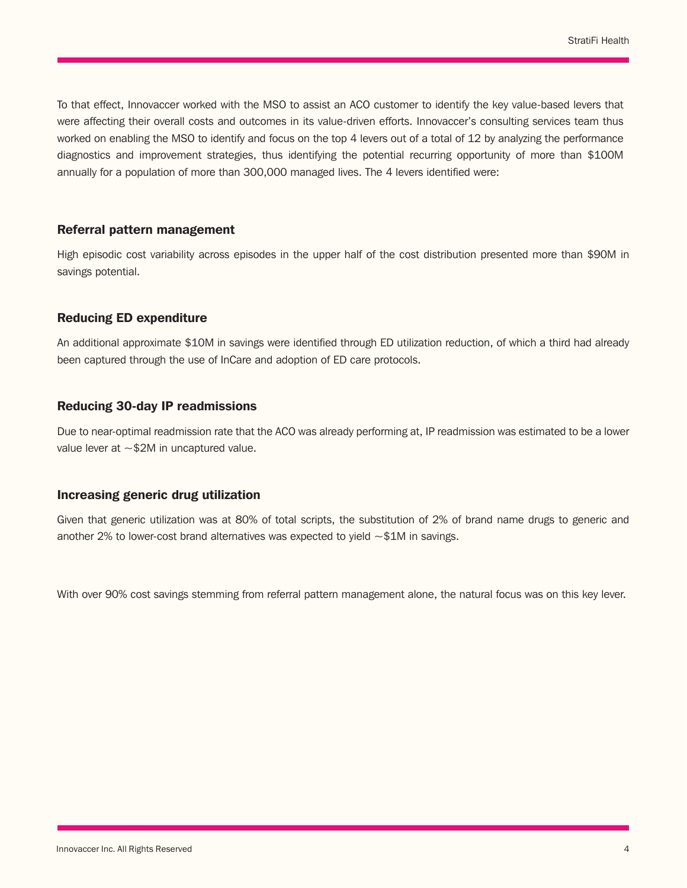To that effect, Innovaccer worked with the MSO to assist an ACO customer to identify the key value-based levers that were affecting their overall costs and outcomes in its value-driven efforts. Innovaccer's consulting services team thus worked on enabling the MSO to identify and focus on the top 4 levers out of a total of 12 by analyzing the performance diagnostics and improvement strategies, thus identifying the potential recurring opportunity of more than $100M annually for a population of more than 300,000 managed lives. The 4 levers identified were:

### Referral pattern management

High episodic cost variability across episodes in the upper half of the cost distribution presented more than $90M in savings potential.

### Reducing ED expenditure

An additional approximate $10M in savings were identified through ED utilization reduction, of which a third had already been captured through the use of InCare and adoption of ED care protocols.

### Reducing 30-day IP readmissions

Due to near-optimal readmission rate that the ACO was already performing at, IP readmission was estimated to be a lower value lever at ~$2M in uncaptured value.

### Increasing generic drug utilization

Given that generic utilization was at 80% of total scripts, the substitution of 2% of brand name drugs to generic and another 2% to lower-cost brand alternatives was expected to yield ~$1M in savings.

With over 90% cost savings stemming from referral pattern management alone, the natural focus was on this key lever.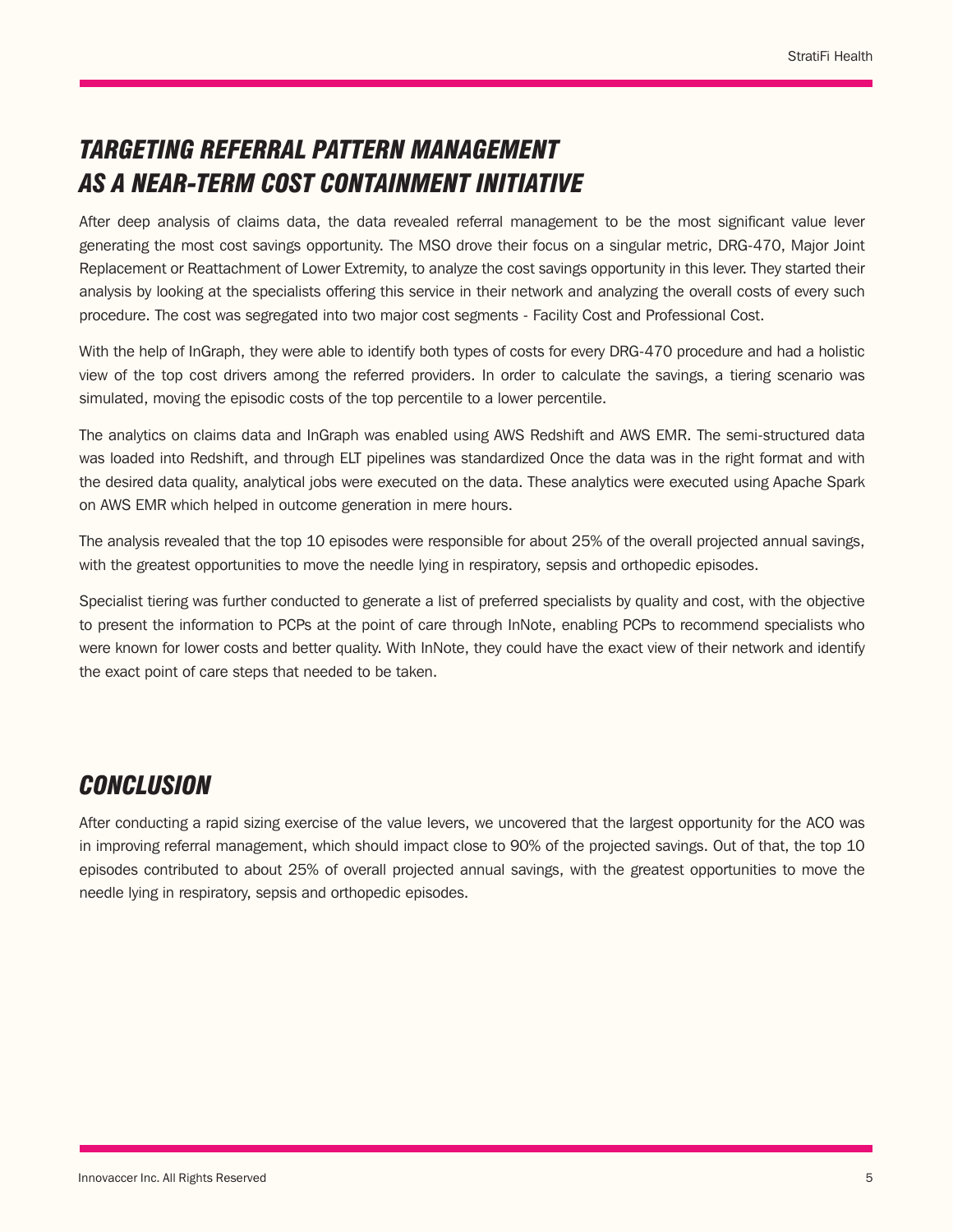## *TARGETING REFERRAL PATTERN MANAGEMENT AS A NEAR-TERM COST CONTAINMENT INITIATIVE*

After deep analysis of claims data, the data revealed referral management to be the most significant value lever generating the most cost savings opportunity. The MSO drove their focus on a singular metric, DRG-470, Major Joint Replacement or Reattachment of Lower Extremity, to analyze the cost savings opportunity in this lever. They started their analysis by looking at the specialists offering this service in their network and analyzing the overall costs of every such procedure. The cost was segregated into two major cost segments - Facility Cost and Professional Cost.

With the help of InGraph, they were able to identify both types of costs for every DRG-470 procedure and had a holistic view of the top cost drivers among the referred providers. In order to calculate the savings, a tiering scenario was simulated, moving the episodic costs of the top percentile to a lower percentile.

The analytics on claims data and InGraph was enabled using AWS Redshift and AWS EMR. The semi-structured data was loaded into Redshift, and through ELT pipelines was standardized Once the data was in the right format and with the desired data quality, analytical jobs were executed on the data. These analytics were executed using Apache Spark on AWS EMR which helped in outcome generation in mere hours.

The analysis revealed that the top 10 episodes were responsible for about 25% of the overall projected annual savings, with the greatest opportunities to move the needle lying in respiratory, sepsis and orthopedic episodes.

Specialist tiering was further conducted to generate a list of preferred specialists by quality and cost, with the objective to present the information to PCPs at the point of care through InNote, enabling PCPs to recommend specialists who were known for lower costs and better quality. With InNote, they could have the exact view of their network and identify the exact point of care steps that needed to be taken.

## *CONCLUSION*

After conducting a rapid sizing exercise of the value levers, we uncovered that the largest opportunity for the ACO was in improving referral management, which should impact close to 90% of the projected savings. Out of that, the top 10 episodes contributed to about 25% of overall projected annual savings, with the greatest opportunities to move the needle lying in respiratory, sepsis and orthopedic episodes.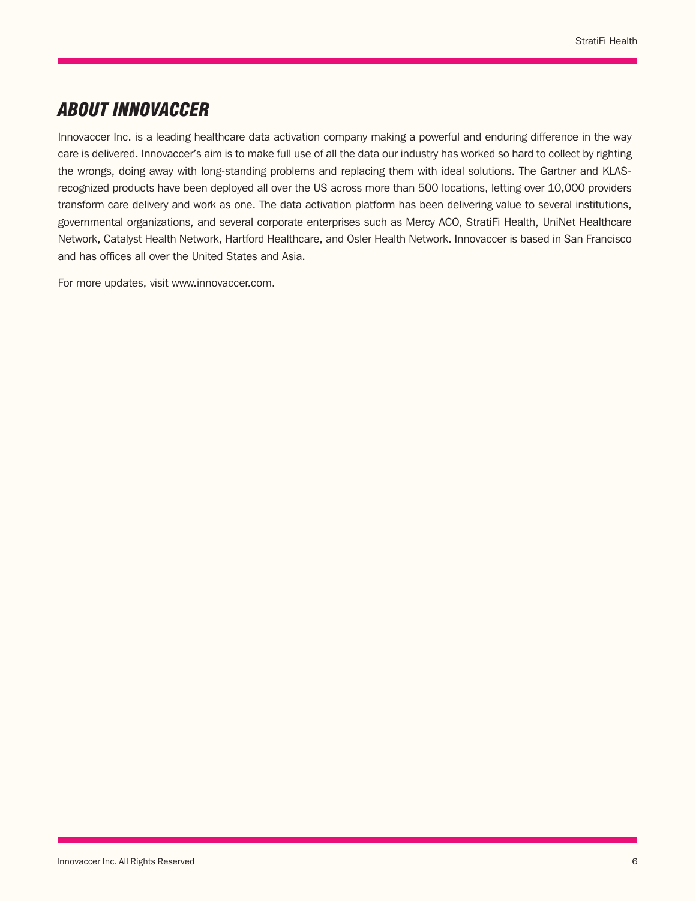## *ABOUT INNOVACCER*

Innovaccer Inc. is a leading healthcare data activation company making a powerful and enduring difference in the way care is delivered. Innovaccer's aim is to make full use of all the data our industry has worked so hard to collect by righting the wrongs, doing away with long-standing problems and replacing them with ideal solutions. The Gartner and KLAS-recognized products have been deployed all over the US across more than 500 locations, letting over 10,000 providers transform care delivery and work as one. The data activation platform has been delivering value to several institutions, governmental organizations, and several corporate enterprises such as Mercy ACO, StratiFi Health, UniNet Healthcare Network, Catalyst Health Network, Hartford Healthcare, and Osler Health Network. Innovaccer is based in San Francisco and has offices all over the United States and Asia.

For more updates, visit www.innovaccer.com.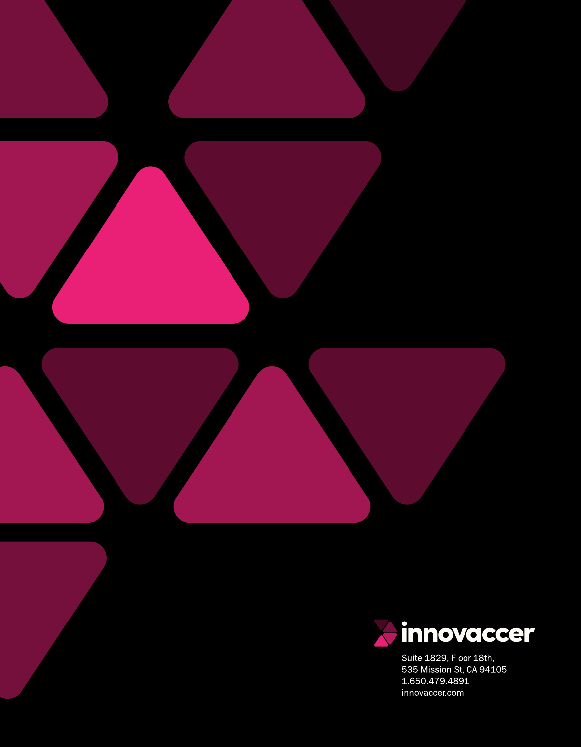innovaccer

Suite 1829, Floor 18th,
535 Mission St, CA 94105
1.650.479.4891
innovaccer.com